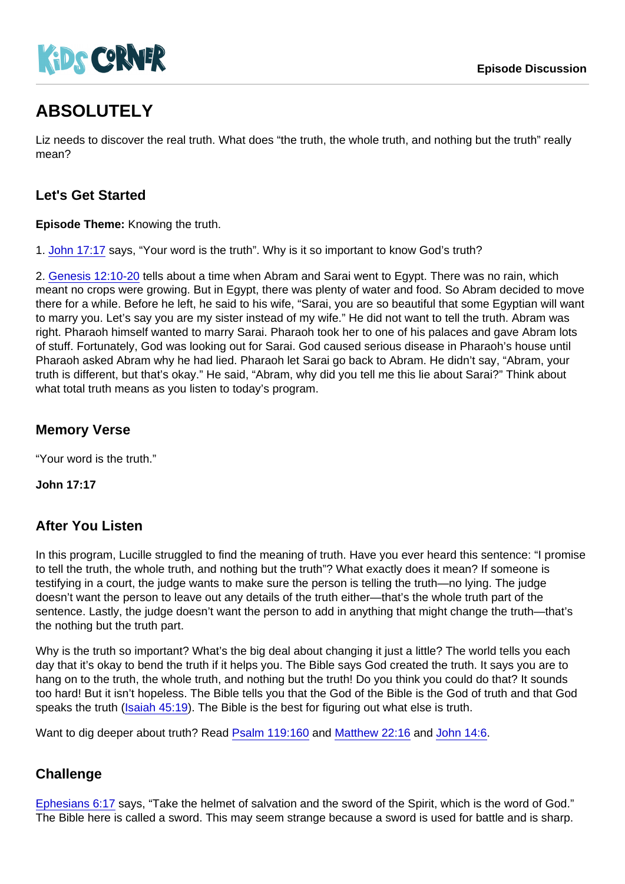# ABSOLUTELY

Liz needs to discover the real truth. What does "the truth, the whole truth, and nothing but the truth" really mean?

## Let's Get Started

**Episode Theme:** Knowing the truth.

1. John 17:17 says, "Your word is the truth". Why is it so important to know God's truth?

2. Genesis 12:10-20 tells about a time when Abram and Sarai went to Egypt. There was no rain, which meant no crops were growing. But in Egypt, there was plenty of water and food. So Abram decided to move there for a while. Before he left, he said to his wife, "Sarai, you are so beautiful that some Egyptian will want to marry you. Let's say you are my sister instead of my wife." He did not want to tell the truth. Abram was right. Pharaoh himself wanted to marry Sarai. Pharaoh took her to one of his palaces and gave Abram lots of stuff. Fortunately, God was looking out for Sarai. God caused serious disease in Pharaoh's house until Pharaoh asked Abram why he had lied. Pharaoh let Sarai go back to Abram. He didn't say, "Abram, your truth is different, but that's okay." He said, "Abram, why did you tell me this lie about Sarai?" Think about what total truth means as you listen to today's program.

## Memory Verse

"Your word is the truth."

**John 17:17**

## After You Listen

In this program, Lucille struggled to find the meaning of truth. Have you ever heard this sentence: "I promise to tell the truth, the whole truth, and nothing but the truth"? What exactly does it mean? If someone is testifying in a court, the judge wants to make sure the person is telling the truth—no lying. The judge doesn't want the person to leave out any details of the truth either—that's the whole truth part of the sentence. Lastly, the judge doesn't want the person to add in anything that might change the truth—that's the nothing but the truth part.

Why is the truth so important? What's the big deal about changing it just a little? The world tells you each day that it's okay to bend the truth if it helps you. The Bible says God created the truth. It says you are to hang on to the truth, the whole truth, and nothing but the truth! Do you think you could do that? It sounds too hard! But it isn't hopeless. The Bible tells you that the God of the Bible is the God of truth and that God speaks the truth (Isaiah 45:19). The Bible is the best for figuring out what else is truth.

Want to dig deeper about truth? Read Psalm 119:160 and Matthew 22:16 and John 14:6.

## Challenge

Ephesians 6:17 says, "Take the helmet of salvation and the sword of the Spirit, which is the word of God." The Bible here is called a sword. This may seem strange because a sword is used for battle and is sharp.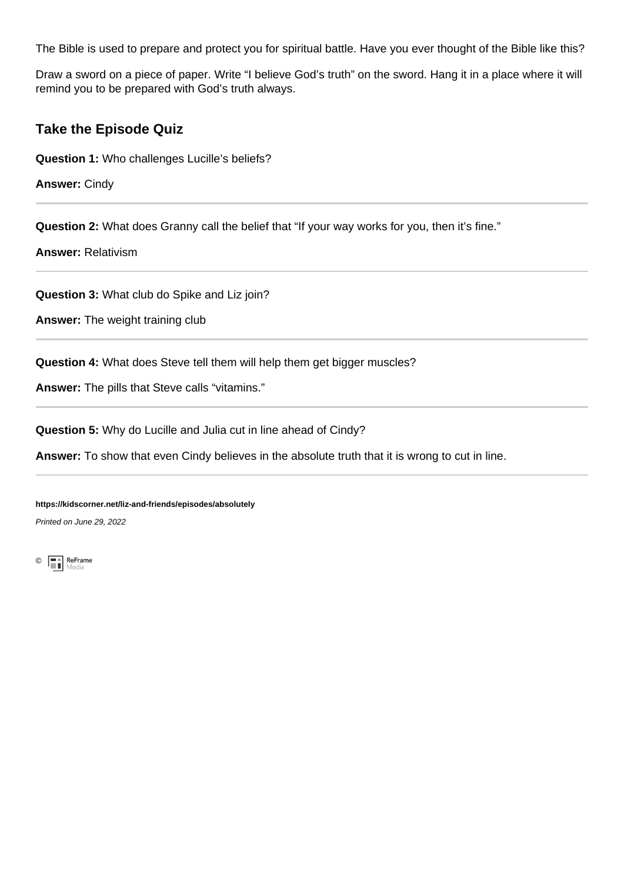The Bible is used to prepare and protect you for spiritual battle. Have you ever thought of the Bible like this?

Draw a sword on a piece of paper. Write "I believe God's truth" on the sword. Hang it in a place where it will remind you to be prepared with God's truth always.

## Take the Episode Quiz

**Question 1:** Who challenges Lucille's beliefs?

**Answer:** Cindy

---

**Question 2:** What does Granny call the belief that "If your way works for you, then it's fine."

**Answer:** Relativism

---

**Question 3:** What club do Spike and Liz join?

**Answer:** The weight training club

---

**Question 4:** What does Steve tell them will help them get bigger muscles?

**Answer:** The pills that Steve calls "vitamins."

---

**Question 5:** Why do Lucille and Julia cut in line ahead of Cindy?

**Answer:** To show that even Cindy believes in the absolute truth that it is wrong to cut in line.

---

**https://kidscorner.net/liz-and-friends/episodes/absolutely**

*Printed on June 29, 2022*

© ReFrame Media